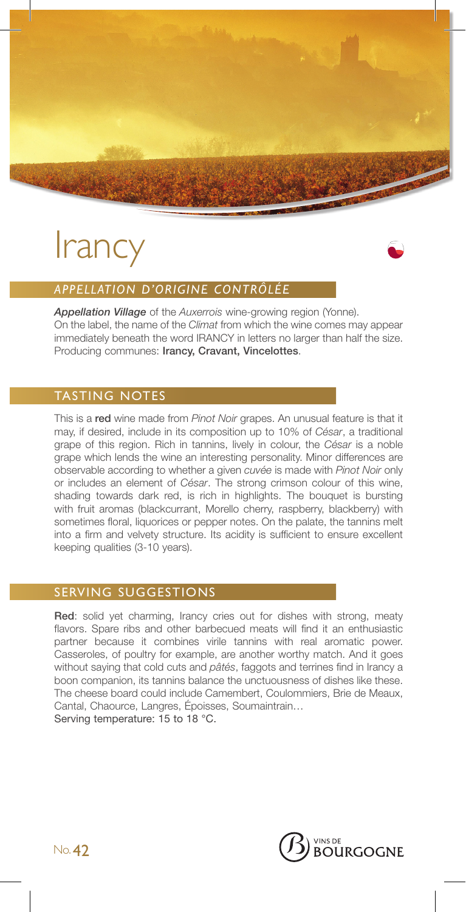# Irancy

## *APPELLATION D'ORIGINE CONTRÔLÉE*

***Appellation Village*** of the *Auxerrois* wine-growing region (Yonne).
On the label, the name of the *Climat* from which the wine comes may appear immediately beneath the word IRANCY in letters no larger than half the size.
Producing communes: **Irancy, Cravant, Vincelottes**.

## TASTING NOTES

This is a **red** wine made from *Pinot Noir* grapes. An unusual feature is that it may, if desired, include in its composition up to 10% of *César*, a traditional grape of this region. Rich in tannins, lively in colour, the *César* is a noble grape which lends the wine an interesting personality. Minor differences are observable according to whether a given *cuvée* is made with *Pinot Noir* only or includes an element of *César*. The strong crimson colour of this wine, shading towards dark red, is rich in highlights. The bouquet is bursting with fruit aromas (blackcurrant, Morello cherry, raspberry, blackberry) with sometimes floral, liquorices or pepper notes. On the palate, the tannins melt into a firm and velvety structure. Its acidity is sufficient to ensure excellent keeping qualities (3-10 years).

## SERVING SUGGESTIONS

**Red**: solid yet charming, Irancy cries out for dishes with strong, meaty flavors. Spare ribs and other barbecued meats will find it an enthusiastic partner because it combines virile tannins with real aromatic power. Casseroles, of poultry for example, are another worthy match. And it goes without saying that cold cuts and *pâtés*, faggots and terrines find in Irancy a boon companion, its tannins balance the unctuousness of dishes like these. The cheese board could include Camembert, Coulommiers, Brie de Meaux, Cantal, Chaource, Langres, Époisses, Soumaintrain…

**Serving temperature: 15 to 18 °C.**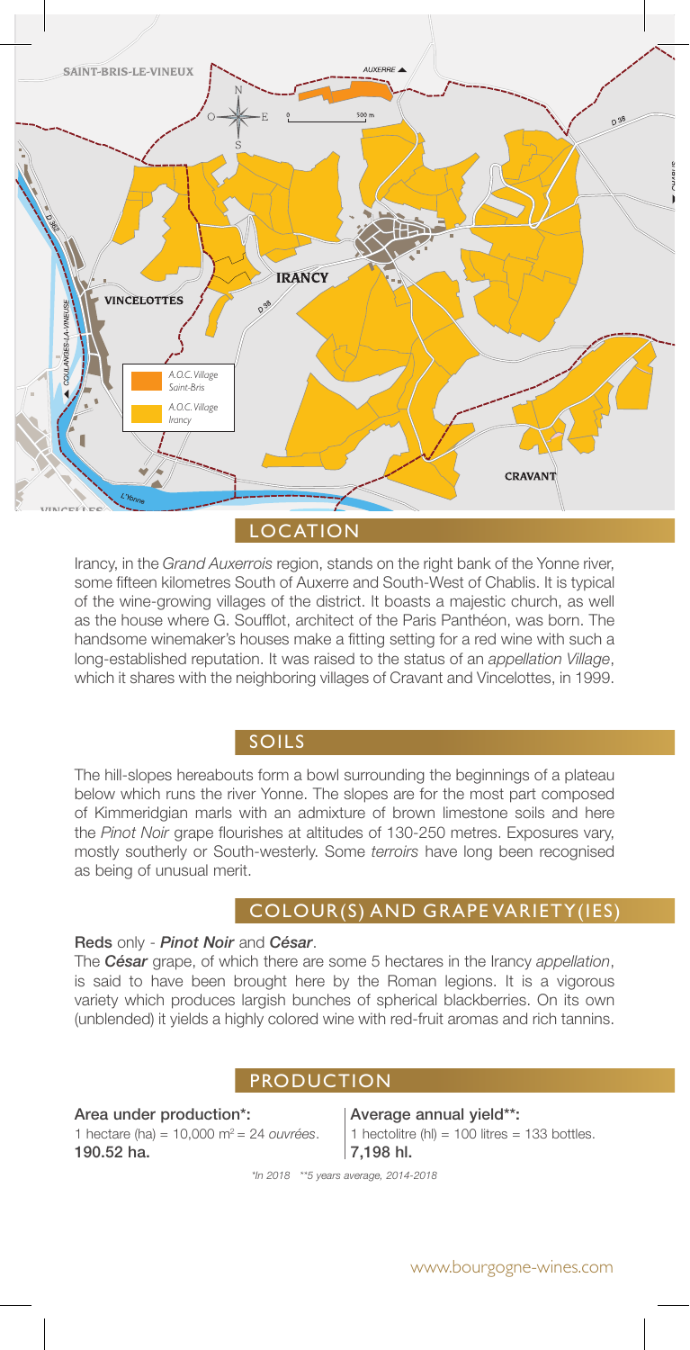SAINT-BRIS-LE-VINEUX

AUXERRE

N

O E

S

0 500 m

D 38

IRANCY

VINCELOTTES

D 38

D 362

COULANGES-LA-VINEUSE

A.O.C. Village Saint-Bris

A.O.C. Village Irancy

CRAVANT

L'Yonne

## LOCATION

Irancy, in the *Grand Auxerrois* region, stands on the right bank of the Yonne river, some fifteen kilometres South of Auxerre and South-West of Chablis. It is typical of the wine-growing villages of the district. It boasts a majestic church, as well as the house where G. Soufflot, architect of the Paris Panthéon, was born. The handsome winemaker's houses make a fitting setting for a red wine with such a long-established reputation. It was raised to the status of an *appellation Village*, which it shares with the neighboring villages of Cravant and Vincelottes, in 1999.

## SOILS

The hill-slopes hereabouts form a bowl surrounding the beginnings of a plateau below which runs the river Yonne. The slopes are for the most part composed of Kimmeridgian marls with an admixture of brown limestone soils and here the *Pinot Noir* grape flourishes at altitudes of 130-250 metres. Exposures vary, mostly southerly or South-westerly. Some *terroirs* have long been recognised as being of unusual merit.

## COLOUR(S) AND GRAPE VARIETY(IES)

**Reds** only - ***Pinot Noir*** and ***César***.

The ***César*** grape, of which there are some 5 hectares in the Irancy *appellation*, is said to have been brought here by the Roman legions. It is a vigorous variety which produces largish bunches of spherical blackberries. On its own (unblended) it yields a highly colored wine with red-fruit aromas and rich tannins.

## PRODUCTION

**Area under production\*:**
1 hectare (ha) = 10,000 $m^2$ = 24 *ouvrées*.
**190.52 ha.**

**Average annual yield\*\*:**
1 hectolitre (hl) = 100 litres = 133 bottles.
**7,198 hl.**

*\*In 2018 \*\*5 years average, 2014-2018*

www.bourgogne-wines.com